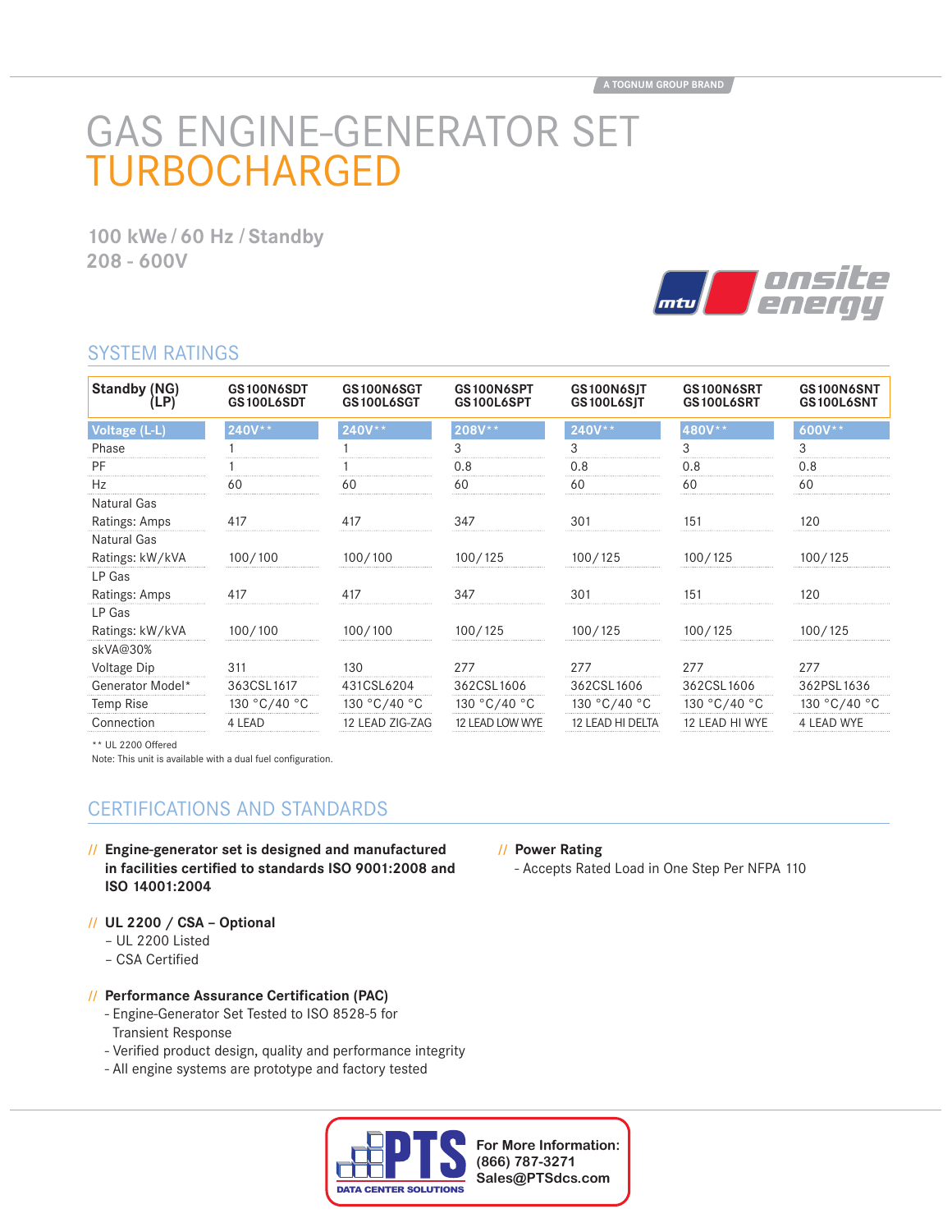A TOGNUM GROUP BRAND

# GAS ENGINE-GENERATOR SET
# TURBOCHARGED

**100 kWe / 60 Hz / Standby**
**208 - 600V**

## SYSTEM RATINGS

| Standby (NG) (LP) | GS100N6SDT GS100L6SDT | GS100N6SGT GS100L6SGT | GS100N6SPT GS100L6SPT | GS100N6SJT GS100L6SJT | GS100N6SRT GS100L6SRT | GS100N6SNT GS100L6SNT |
|---|---|---|---|---|---|---|
| Voltage (L-L) | 240V** | 240V** | 208V** | 240V** | 480V** | 600V** |
| Phase | 1 | 1 | 3 | 3 | 3 | 3 |
| PF | 1 | 1 | 0.8 | 0.8 | 0.8 | 0.8 |
| Hz | 60 | 60 | 60 | 60 | 60 | 60 |
| Natural Gas Ratings: Amps | 417 | 417 | 347 | 301 | 151 | 120 |
| Natural Gas Ratings: kW/kVA | 100/100 | 100/100 | 100/125 | 100/125 | 100/125 | 100/125 |
| LP Gas Ratings: Amps | 417 | 417 | 347 | 301 | 151 | 120 |
| LP Gas Ratings: kW/kVA | 100/100 | 100/100 | 100/125 | 100/125 | 100/125 | 100/125 |
| skVA@30% Voltage Dip | 311 | 130 | 277 | 277 | 277 | 277 |
| Generator Model* | 363CSL1617 | 431CSL6204 | 362CSL1606 | 362CSL1606 | 362CSL1606 | 362PSL1636 |
| Temp Rise | 130 °C/40 °C | 130 °C/40 °C | 130 °C/40 °C | 130 °C/40 °C | 130 °C/40 °C | 130 °C/40 °C |
| Connection | 4 LEAD | 12 LEAD ZIG-ZAG | 12 LEAD LOW WYE | 12 LEAD HI DELTA | 12 LEAD HI WYE | 4 LEAD WYE |

** UL 2200 Offered
Note: This unit is available with a dual fuel configuration.

## CERTIFICATIONS AND STANDARDS

// **Engine-generator set is designed and manufactured in facilities certified to standards ISO 9001:2008 and ISO 14001:2004**

// **UL 2200 / CSA – Optional**
– UL 2200 Listed
– CSA Certified

// **Performance Assurance Certification (PAC)**
- Engine-Generator Set Tested to ISO 8528-5 for Transient Response
- Verified product design, quality and performance integrity
- All engine systems are prototype and factory tested

// **Power Rating**
- Accepts Rated Load in One Step Per NFPA 110

For More Information:
(866) 787-3271
Sales@PTSdcs.com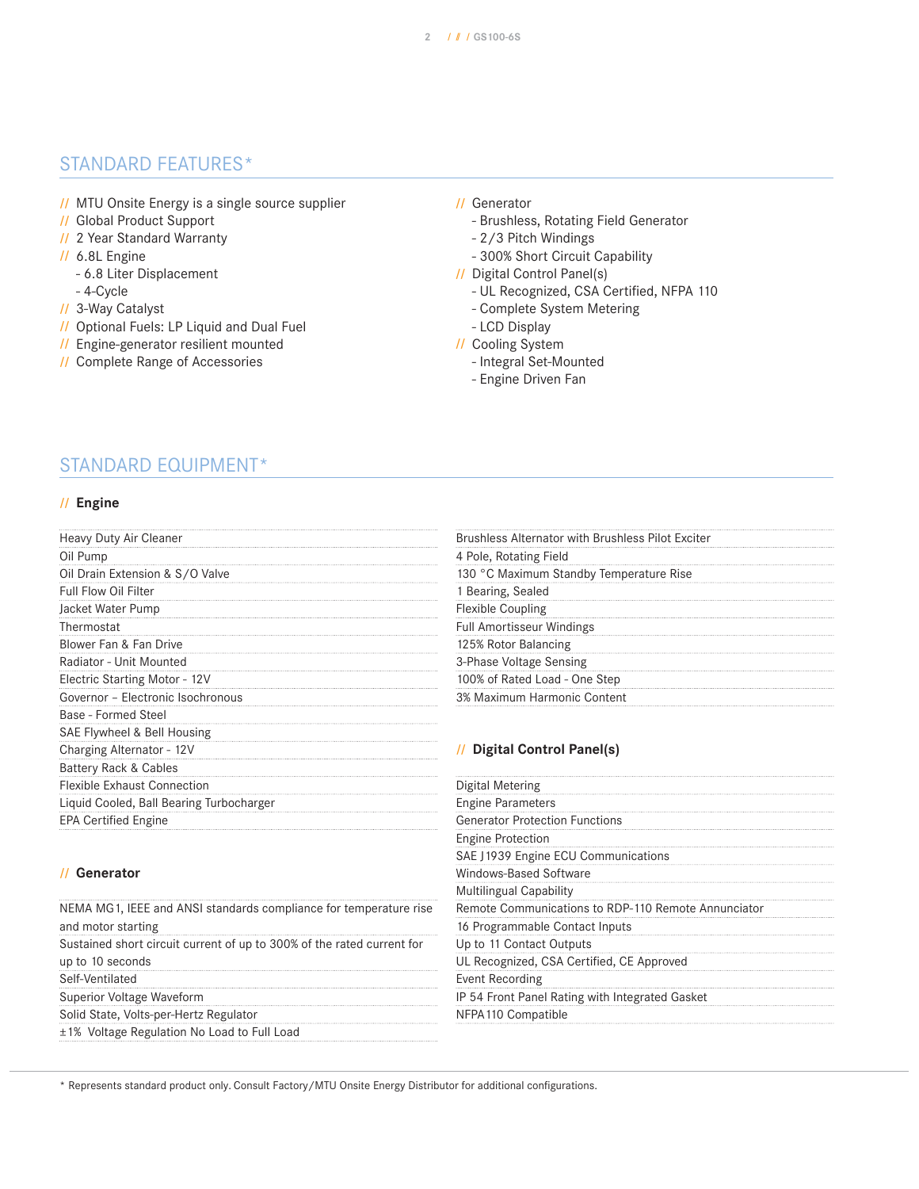## STANDARD FEATURES*

- MTU Onsite Energy is a single source supplier
- Global Product Support
- 2 Year Standard Warranty
- 6.8L Engine
  - 6.8 Liter Displacement
  - 4-Cycle
- 3-Way Catalyst
- Optional Fuels: LP Liquid and Dual Fuel
- Engine-generator resilient mounted
- Complete Range of Accessories
- Generator
  - Brushless, Rotating Field Generator
  - 2/3 Pitch Windings
  - 300% Short Circuit Capability
- Digital Control Panel(s)
  - UL Recognized, CSA Certified, NFPA 110
  - Complete System Metering
  - LCD Display
- Cooling System
  - Integral Set-Mounted
  - Engine Driven Fan

## STANDARD EQUIPMENT*

### Engine

- Heavy Duty Air Cleaner
- Oil Pump
- Oil Drain Extension & S/O Valve
- Full Flow Oil Filter
- Jacket Water Pump
- Thermostat
- Blower Fan & Fan Drive
- Radiator - Unit Mounted
- Electric Starting Motor - 12V
- Governor – Electronic Isochronous
- Base - Formed Steel
- SAE Flywheel & Bell Housing
- Charging Alternator - 12V
- Battery Rack & Cables
- Flexible Exhaust Connection
- Liquid Cooled, Ball Bearing Turbocharger
- EPA Certified Engine

### Generator

- NEMA MG1, IEEE and ANSI standards compliance for temperature rise and motor starting
- Sustained short circuit current of up to 300% of the rated current for up to 10 seconds
- Self-Ventilated
- Superior Voltage Waveform
- Solid State, Volts-per-Hertz Regulator
- ±1% Voltage Regulation No Load to Full Load
- Brushless Alternator with Brushless Pilot Exciter
- 4 Pole, Rotating Field
- 130 °C Maximum Standby Temperature Rise
- 1 Bearing, Sealed
- Flexible Coupling
- Full Amortisseur Windings
- 125% Rotor Balancing
- 3-Phase Voltage Sensing
- 100% of Rated Load - One Step
- 3% Maximum Harmonic Content

### Digital Control Panel(s)

- Digital Metering
- Engine Parameters
- Generator Protection Functions
- Engine Protection
- SAE J1939 Engine ECU Communications
- Windows-Based Software
- Multilingual Capability
- Remote Communications to RDP-110 Remote Annunciator
- 16 Programmable Contact Inputs
- Up to 11 Contact Outputs
- UL Recognized, CSA Certified, CE Approved
- Event Recording
- IP 54 Front Panel Rating with Integrated Gasket
- NFPA 110 Compatible

* Represents standard product only. Consult Factory/MTU Onsite Energy Distributor for additional configurations.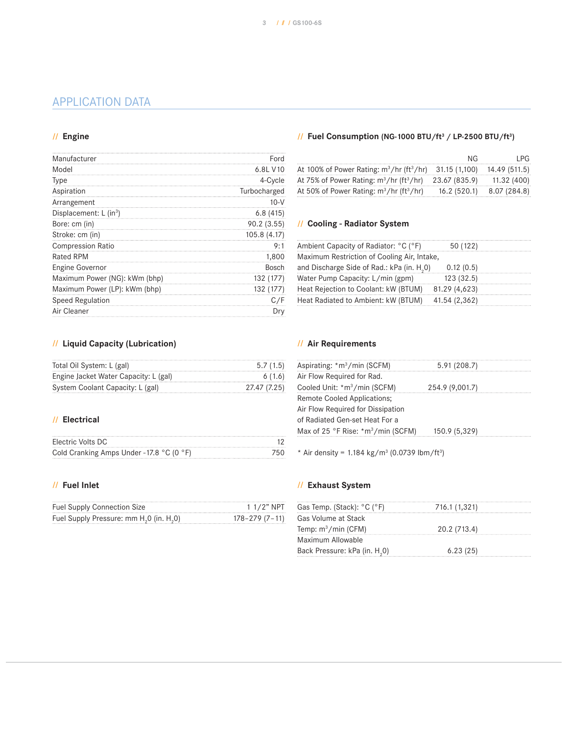# APPLICATION DATA

## // Engine

| | |
|---|---|
| Manufacturer | Ford |
| Model | 6.8L V10 |
| Type | 4-Cycle |
| Aspiration | Turbocharged |
| Arrangement | 10-V |
| Displacement: L (in$^3$) | 6.8 (415) |
| Bore: cm (in) | 90.2 (3.55) |
| Stroke: cm (in) | 105.8 (4.17) |
| Compression Ratio | 9:1 |
| Rated RPM | 1,800 |
| Engine Governor | Bosch |
| Maximum Power (NG): kWm (bhp) | 132 (177) |
| Maximum Power (LP): kWm (bhp) | 132 (177) |
| Speed Regulation | C/F |
| Air Cleaner | Dry |

## // Liquid Capacity (Lubrication)

| | |
|---|---|
| Total Oil System: L (gal) | 5.7 (1.5) |
| Engine Jacket Water Capacity: L (gal) | 6 (1.6) |
| System Coolant Capacity: L (gal) | 27.47 (7.25) |

## // Electrical

| | |
|---|---|
| Electric Volts DC | 12 |
| Cold Cranking Amps Under -17.8 °C (0 °F) | 750 |

## // Fuel Inlet

| | |
|---|---|
| Fuel Supply Connection Size | 1 1/2" NPT |
| Fuel Supply Pressure: mm $H_2O$ (in. $H_2O$) | 178–279 (7–11) |

## // Fuel Consumption (NG-1000 BTU/ft³ / LP-2500 BTU/ft³)

| | NG | LPG |
|---|---|---|
| At 100% of Power Rating: m$^3$/hr (ft$^3$/hr) | 31.15 (1,100) | 14.49 (511.5) |
| At 75% of Power Rating: m$^3$/hr (ft$^3$/hr) | 23.67 (835.9) | 11.32 (400) |
| At 50% of Power Rating: m$^3$/hr (ft$^3$/hr) | 16.2 (520.1) | 8.07 (284.8) |

## // Cooling - Radiator System

| | |
|---|---|
| Ambient Capacity of Radiator: °C (°F) | 50 (122) |
| Maximum Restriction of Cooling Air, Intake, and Discharge Side of Rad.: kPa (in. $H_2O$) | 0.12 (0.5) |
| Water Pump Capacity: L/min (gpm) | 123 (32.5) |
| Heat Rejection to Coolant: kW (BTUM) | 81.29 (4,623) |
| Heat Radiated to Ambient: kW (BTUM) | 41.54 (2,362) |

## // Air Requirements

| | |
|---|---|
| Aspirating: *m$^3$/min (SCFM) | 5.91 (208.7) |
| Air Flow Required for Rad. Cooled Unit: *m$^3$/min (SCFM) | 254.9 (9,001.7) |
| Remote Cooled Applications; Air Flow Required for Dissipation of Radiated Gen-set Heat For a Max of 25 °F Rise: *m$^3$/min (SCFM) | 150.9 (5,329) |

* Air density = 1.184 kg/m$^3$ (0.0739 lbm/ft$^3$)

## // Exhaust System

| | |
|---|---|
| Gas Temp. (Stack): °C (°F) | 716.1 (1,321) |
| Gas Volume at Stack Temp: m$^3$/min (CFM) | 20.2 (713.4) |
| Maximum Allowable Back Pressure: kPa (in. $H_2O$) | 6.23 (25) |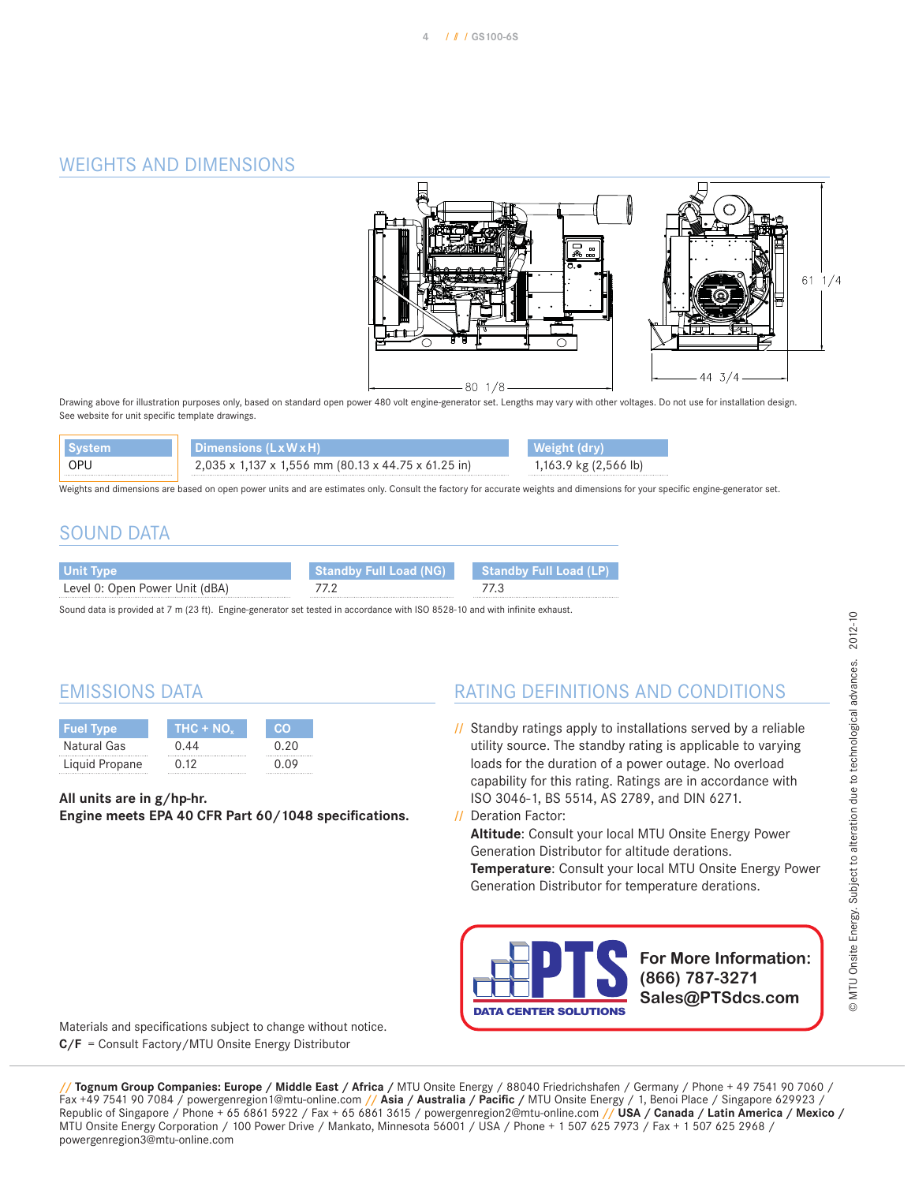## WEIGHTS AND DIMENSIONS

61 1/4

80 1/8

44 3/4

Drawing above for illustration purposes only, based on standard open power 480 volt engine-generator set. Lengths may vary with other voltages. Do not use for installation design. See website for unit specific template drawings.

| System | Dimensions (L x W x H) | Weight (dry) |
|---|---|---|
| OPU | 2,035 x 1,137 x 1,556 mm (80.13 x 44.75 x 61.25 in) | 1,163.9 kg (2,566 lb) |

Weights and dimensions are based on open power units and are estimates only. Consult the factory for accurate weights and dimensions for your specific engine-generator set.

## SOUND DATA

| Unit Type | Standby Full Load (NG) | Standby Full Load (LP) |
|---|---|---|
| Level 0: Open Power Unit (dBA) | 77.2 | 77.3 |

Sound data is provided at 7 m (23 ft). Engine-generator set tested in accordance with ISO 8528-10 and with infinite exhaust.

## EMISSIONS DATA

| Fuel Type | THC + $NO_x$ | CO |
|---|---|---|
| Natural Gas | 0.44 | 0.20 |
| Liquid Propane | 0.12 | 0.09 |

**All units are in g/hp-hr.**
**Engine meets EPA 40 CFR Part 60/1048 specifications.**

## RATING DEFINITIONS AND CONDITIONS

- Standby ratings apply to installations served by a reliable utility source. The standby rating is applicable to varying loads for the duration of a power outage. No overload capability for this rating. Ratings are in accordance with ISO 3046-1, BS 5514, AS 2789, and DIN 6271.
- Deration Factor:
  **Altitude**: Consult your local MTU Onsite Energy Power Generation Distributor for altitude derations.
  **Temperature**: Consult your local MTU Onsite Energy Power Generation Distributor for temperature derations.

PTS DATA CENTER SOLUTIONS

**For More Information:**
**(866) 787-3271**
**Sales@PTSdcs.com**

Materials and specifications subject to change without notice.
**C/F** = Consult Factory/MTU Onsite Energy Distributor

© MTU Onsite Energy. Subject to alteration due to technological advances. 2012-10

// **Tognum Group Companies: Europe / Middle East / Africa /** MTU Onsite Energy / 88040 Friedrichshafen / Germany / Phone + 49 7541 90 7060 / Fax +49 7541 90 7084 / powergenregion1@mtu-online.com // **Asia / Australia / Pacific /** MTU Onsite Energy / 1, Benoi Place / Singapore 629923 / Republic of Singapore / Phone + 65 6861 5922 / Fax + 65 6861 3615 / powergenregion2@mtu-online.com // **USA / Canada / Latin America / Mexico /** MTU Onsite Energy Corporation / 100 Power Drive / Mankato, Minnesota 56001 / USA / Phone + 1 507 625 7973 / Fax + 1 507 625 2968 / powergenregion3@mtu-online.com